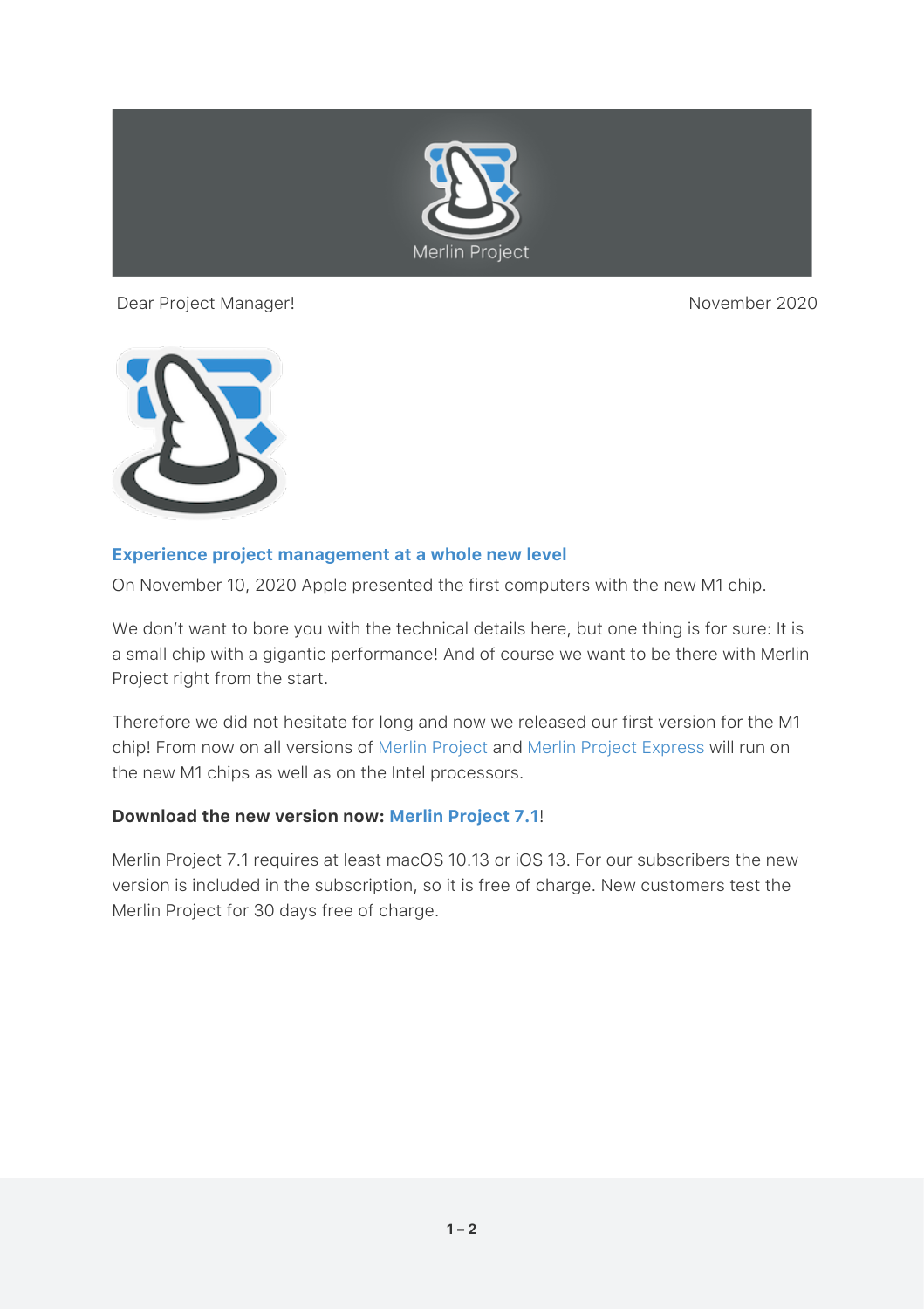Dear Project Manager!

November 2020

## Experience project management at a whole new level

On November 10, 2020 Apple presented the first computers with the new M1 chip.

We don't want to bore you with the technical details here, but one thing is for sure: It is a small chip with a gigantic performance! And of course we want to be there with Merlin Project right from the start.

Therefore we did not hesitate for long and now we released our first version for the M1 chip! From now on all versions of Merlin Project and Merlin Project Express will run on the new M1 chips as well as on the Intel processors.

**Download the new version now: Merlin Project 7.1**!

Merlin Project 7.1 requires at least macOS 10.13 or iOS 13. For our subscribers the new version is included in the subscription, so it is free of charge. New customers test the Merlin Project for 30 days free of charge.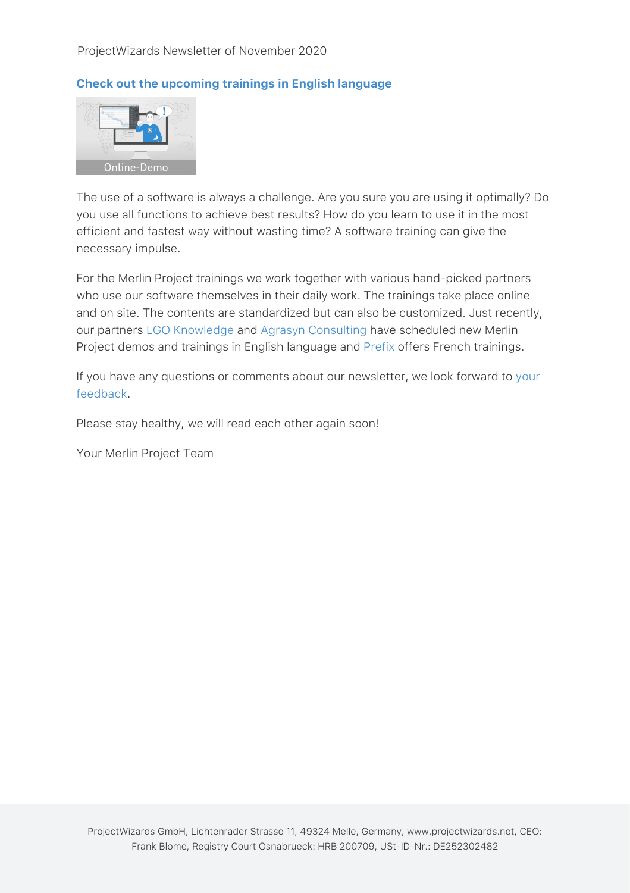ProjectWizards Newsletter of November 2020

## Check out the upcoming trainings in English language

Online-Demo

The use of a software is always a challenge. Are you sure you are using it optimally? Do you use all functions to achieve best results? How do you learn to use it in the most efficient and fastest way without wasting time? A software training can give the necessary impulse.

For the Merlin Project trainings we work together with various hand-picked partners who use our software themselves in their daily work. The trainings take place online and on site. The contents are standardized but can also be customized. Just recently, our partners LGO Knowledge and Agrasyn Consulting have scheduled new Merlin Project demos and trainings in English language and Prefix offers French trainings.

If you have any questions or comments about our newsletter, we look forward to your feedback.

Please stay healthy, we will read each other again soon!

Your Merlin Project Team

ProjectWizards GmbH, Lichtenrader Strasse 11, 49324 Melle, Germany, www.projectwizards.net, CEO: Frank Blome, Registry Court Osnabrueck: HRB 200709, USt-ID-Nr.: DE252302482